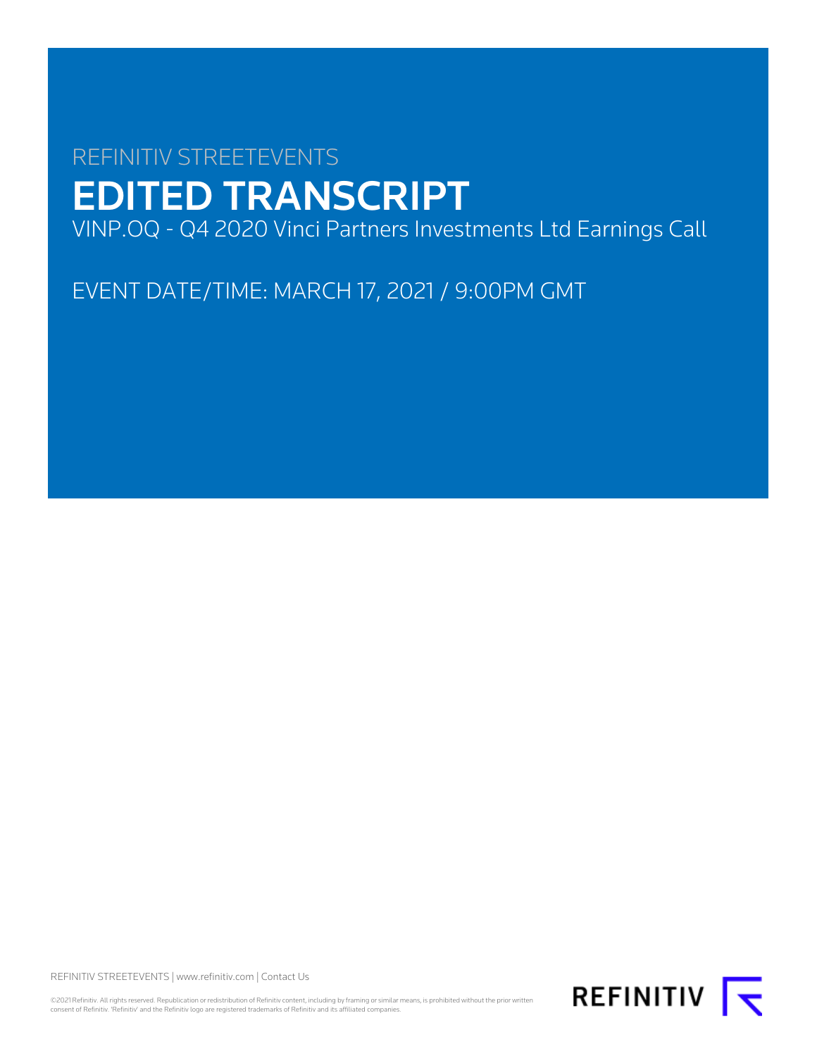REFINITIV STREETEVENTS

# EDITED TRANSCRIPT

VINP.OQ - Q4 2020 Vinci Partners Investments Ltd Earnings Call

EVENT DATE/TIME: MARCH 17, 2021 / 9:00PM GMT

REFINITIV STREETEVENTS | www.refinitiv.com | Contact Us

©2021 Refinitiv. All rights reserved. Republication or redistribution of Refinitiv content, including by framing or similar means, is prohibited without the prior written consent of Refinitiv. 'Refinitiv' and the Refinitiv logo are registered trademarks of Refinitiv and its affiliated companies.

REFINITIV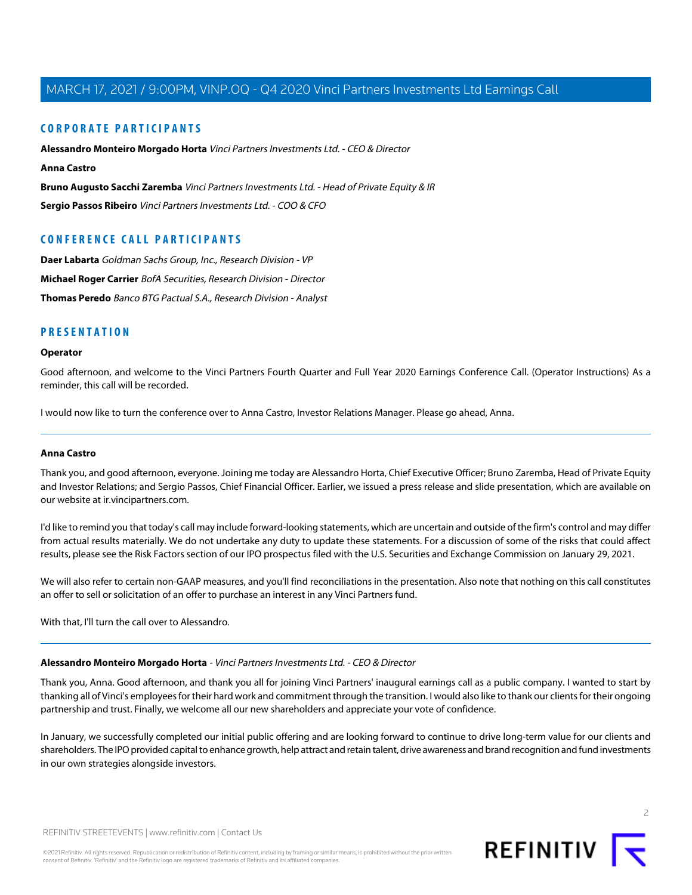## CORPORATE PARTICIPANTS

**Alessandro Monteiro Morgado Horta** *Vinci Partners Investments Ltd. - CEO & Director*

**Anna Castro**

**Bruno Augusto Sacchi Zaremba** *Vinci Partners Investments Ltd. - Head of Private Equity & IR*

**Sergio Passos Ribeiro** *Vinci Partners Investments Ltd. - COO & CFO*

## CONFERENCE CALL PARTICIPANTS

**Daer Labarta** *Goldman Sachs Group, Inc., Research Division - VP*

**Michael Roger Carrier** *BofA Securities, Research Division - Director*

**Thomas Peredo** *Banco BTG Pactual S.A., Research Division - Analyst*

## PRESENTATION

**Operator**

Good afternoon, and welcome to the Vinci Partners Fourth Quarter and Full Year 2020 Earnings Conference Call. (Operator Instructions) As a reminder, this call will be recorded.

I would now like to turn the conference over to Anna Castro, Investor Relations Manager. Please go ahead, Anna.

---

**Anna Castro**

Thank you, and good afternoon, everyone. Joining me today are Alessandro Horta, Chief Executive Officer; Bruno Zaremba, Head of Private Equity and Investor Relations; and Sergio Passos, Chief Financial Officer. Earlier, we issued a press release and slide presentation, which are available on our website at ir.vincipartners.com.

I'd like to remind you that today's call may include forward-looking statements, which are uncertain and outside of the firm's control and may differ from actual results materially. We do not undertake any duty to update these statements. For a discussion of some of the risks that could affect results, please see the Risk Factors section of our IPO prospectus filed with the U.S. Securities and Exchange Commission on January 29, 2021.

We will also refer to certain non-GAAP measures, and you'll find reconciliations in the presentation. Also note that nothing on this call constitutes an offer to sell or solicitation of an offer to purchase an interest in any Vinci Partners fund.

With that, I'll turn the call over to Alessandro.

---

**Alessandro Monteiro Morgado Horta** - *Vinci Partners Investments Ltd. - CEO & Director*

Thank you, Anna. Good afternoon, and thank you all for joining Vinci Partners' inaugural earnings call as a public company. I wanted to start by thanking all of Vinci's employees for their hard work and commitment through the transition. I would also like to thank our clients for their ongoing partnership and trust. Finally, we welcome all our new shareholders and appreciate your vote of confidence.

In January, we successfully completed our initial public offering and are looking forward to continue to drive long-term value for our clients and shareholders. The IPO provided capital to enhance growth, help attract and retain talent, drive awareness and brand recognition and fund investments in our own strategies alongside investors.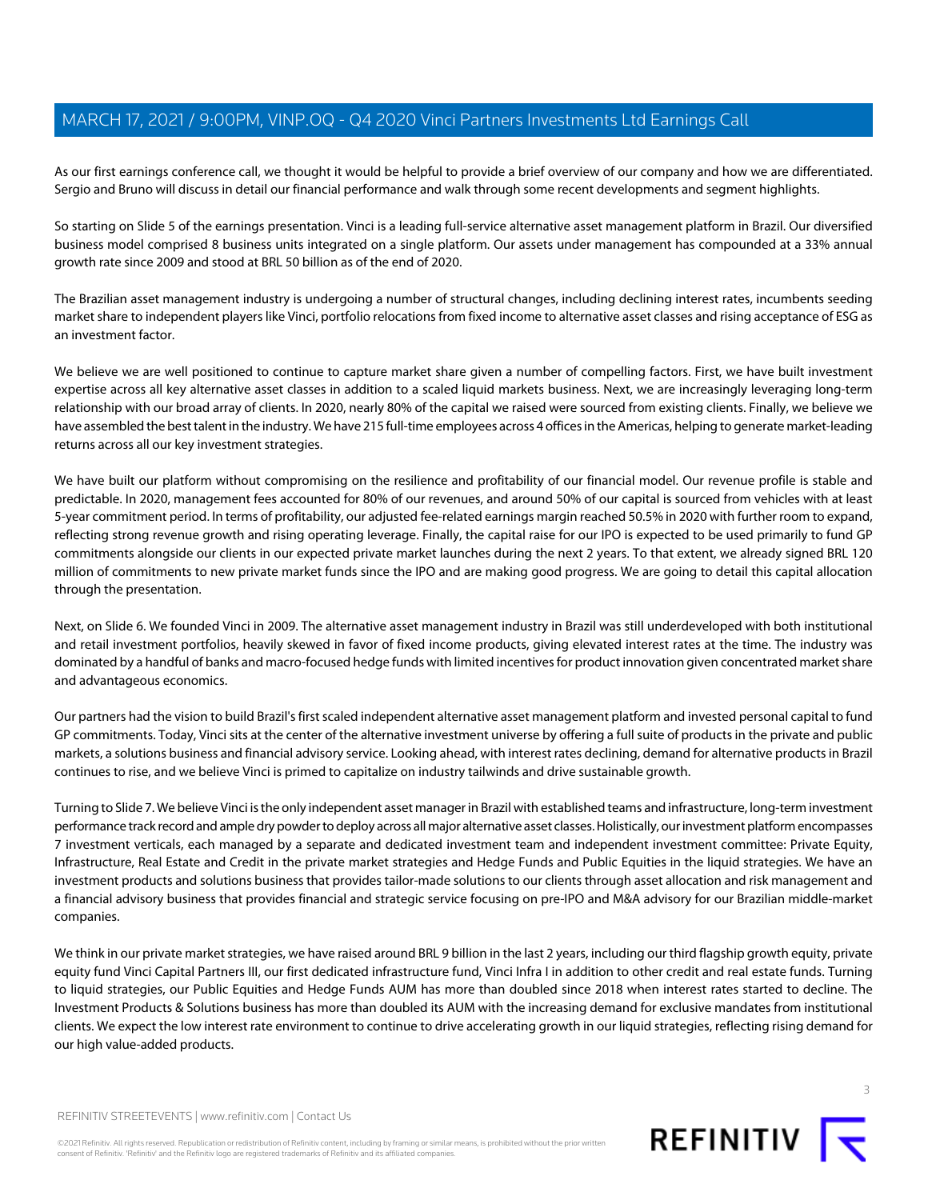As our first earnings conference call, we thought it would be helpful to provide a brief overview of our company and how we are differentiated. Sergio and Bruno will discuss in detail our financial performance and walk through some recent developments and segment highlights.

So starting on Slide 5 of the earnings presentation. Vinci is a leading full-service alternative asset management platform in Brazil. Our diversified business model comprised 8 business units integrated on a single platform. Our assets under management has compounded at a 33% annual growth rate since 2009 and stood at BRL 50 billion as of the end of 2020.

The Brazilian asset management industry is undergoing a number of structural changes, including declining interest rates, incumbents seeding market share to independent players like Vinci, portfolio relocations from fixed income to alternative asset classes and rising acceptance of ESG as an investment factor.

We believe we are well positioned to continue to capture market share given a number of compelling factors. First, we have built investment expertise across all key alternative asset classes in addition to a scaled liquid markets business. Next, we are increasingly leveraging long-term relationship with our broad array of clients. In 2020, nearly 80% of the capital we raised were sourced from existing clients. Finally, we believe we have assembled the best talent in the industry. We have 215 full-time employees across 4 offices in the Americas, helping to generate market-leading returns across all our key investment strategies.

We have built our platform without compromising on the resilience and profitability of our financial model. Our revenue profile is stable and predictable. In 2020, management fees accounted for 80% of our revenues, and around 50% of our capital is sourced from vehicles with at least 5-year commitment period. In terms of profitability, our adjusted fee-related earnings margin reached 50.5% in 2020 with further room to expand, reflecting strong revenue growth and rising operating leverage. Finally, the capital raise for our IPO is expected to be used primarily to fund GP commitments alongside our clients in our expected private market launches during the next 2 years. To that extent, we already signed BRL 120 million of commitments to new private market funds since the IPO and are making good progress. We are going to detail this capital allocation through the presentation.

Next, on Slide 6. We founded Vinci in 2009. The alternative asset management industry in Brazil was still underdeveloped with both institutional and retail investment portfolios, heavily skewed in favor of fixed income products, giving elevated interest rates at the time. The industry was dominated by a handful of banks and macro-focused hedge funds with limited incentives for product innovation given concentrated market share and advantageous economics.

Our partners had the vision to build Brazil's first scaled independent alternative asset management platform and invested personal capital to fund GP commitments. Today, Vinci sits at the center of the alternative investment universe by offering a full suite of products in the private and public markets, a solutions business and financial advisory service. Looking ahead, with interest rates declining, demand for alternative products in Brazil continues to rise, and we believe Vinci is primed to capitalize on industry tailwinds and drive sustainable growth.

Turning to Slide 7. We believe Vinci is the only independent asset manager in Brazil with established teams and infrastructure, long-term investment performance track record and ample dry powder to deploy across all major alternative asset classes. Holistically, our investment platform encompasses 7 investment verticals, each managed by a separate and dedicated investment team and independent investment committee: Private Equity, Infrastructure, Real Estate and Credit in the private market strategies and Hedge Funds and Public Equities in the liquid strategies. We have an investment products and solutions business that provides tailor-made solutions to our clients through asset allocation and risk management and a financial advisory business that provides financial and strategic service focusing on pre-IPO and M&A advisory for our Brazilian middle-market companies.

We think in our private market strategies, we have raised around BRL 9 billion in the last 2 years, including our third flagship growth equity, private equity fund Vinci Capital Partners III, our first dedicated infrastructure fund, Vinci Infra I in addition to other credit and real estate funds. Turning to liquid strategies, our Public Equities and Hedge Funds AUM has more than doubled since 2018 when interest rates started to decline. The Investment Products & Solutions business has more than doubled its AUM with the increasing demand for exclusive mandates from institutional clients. We expect the low interest rate environment to continue to drive accelerating growth in our liquid strategies, reflecting rising demand for our high value-added products.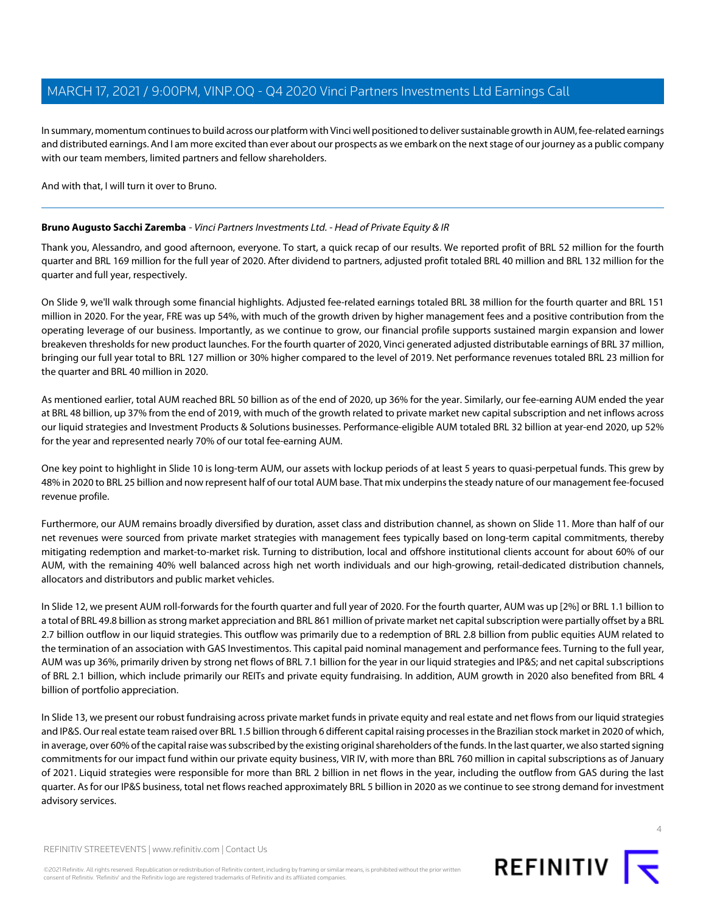In summary, momentum continues to build across our platform with Vinci well positioned to deliver sustainable growth in AUM, fee-related earnings and distributed earnings. And I am more excited than ever about our prospects as we embark on the next stage of our journey as a public company with our team members, limited partners and fellow shareholders.

And with that, I will turn it over to Bruno.

---

**Bruno Augusto Sacchi Zaremba** - *Vinci Partners Investments Ltd. - Head of Private Equity & IR*

Thank you, Alessandro, and good afternoon, everyone. To start, a quick recap of our results. We reported profit of BRL 52 million for the fourth quarter and BRL 169 million for the full year of 2020. After dividend to partners, adjusted profit totaled BRL 40 million and BRL 132 million for the quarter and full year, respectively.

On Slide 9, we'll walk through some financial highlights. Adjusted fee-related earnings totaled BRL 38 million for the fourth quarter and BRL 151 million in 2020. For the year, FRE was up 54%, with much of the growth driven by higher management fees and a positive contribution from the operating leverage of our business. Importantly, as we continue to grow, our financial profile supports sustained margin expansion and lower breakeven thresholds for new product launches. For the fourth quarter of 2020, Vinci generated adjusted distributable earnings of BRL 37 million, bringing our full year total to BRL 127 million or 30% higher compared to the level of 2019. Net performance revenues totaled BRL 23 million for the quarter and BRL 40 million in 2020.

As mentioned earlier, total AUM reached BRL 50 billion as of the end of 2020, up 36% for the year. Similarly, our fee-earning AUM ended the year at BRL 48 billion, up 37% from the end of 2019, with much of the growth related to private market new capital subscription and net inflows across our liquid strategies and Investment Products & Solutions businesses. Performance-eligible AUM totaled BRL 32 billion at year-end 2020, up 52% for the year and represented nearly 70% of our total fee-earning AUM.

One key point to highlight in Slide 10 is long-term AUM, our assets with lockup periods of at least 5 years to quasi-perpetual funds. This grew by 48% in 2020 to BRL 25 billion and now represent half of our total AUM base. That mix underpins the steady nature of our management fee-focused revenue profile.

Furthermore, our AUM remains broadly diversified by duration, asset class and distribution channel, as shown on Slide 11. More than half of our net revenues were sourced from private market strategies with management fees typically based on long-term capital commitments, thereby mitigating redemption and market-to-market risk. Turning to distribution, local and offshore institutional clients account for about 60% of our AUM, with the remaining 40% well balanced across high net worth individuals and our high-growing, retail-dedicated distribution channels, allocators and distributors and public market vehicles.

In Slide 12, we present AUM roll-forwards for the fourth quarter and full year of 2020. For the fourth quarter, AUM was up [2%] or BRL 1.1 billion to a total of BRL 49.8 billion as strong market appreciation and BRL 861 million of private market net capital subscription were partially offset by a BRL 2.7 billion outflow in our liquid strategies. This outflow was primarily due to a redemption of BRL 2.8 billion from public equities AUM related to the termination of an association with GAS Investimentos. This capital paid nominal management and performance fees. Turning to the full year, AUM was up 36%, primarily driven by strong net flows of BRL 7.1 billion for the year in our liquid strategies and IP&S; and net capital subscriptions of BRL 2.1 billion, which include primarily our REITs and private equity fundraising. In addition, AUM growth in 2020 also benefited from BRL 4 billion of portfolio appreciation.

In Slide 13, we present our robust fundraising across private market funds in private equity and real estate and net flows from our liquid strategies and IP&S. Our real estate team raised over BRL 1.5 billion through 6 different capital raising processes in the Brazilian stock market in 2020 of which, in average, over 60% of the capital raise was subscribed by the existing original shareholders of the funds. In the last quarter, we also started signing commitments for our impact fund within our private equity business, VIR IV, with more than BRL 760 million in capital subscriptions as of January of 2021. Liquid strategies were responsible for more than BRL 2 billion in net flows in the year, including the outflow from GAS during the last quarter. As for our IP&S business, total net flows reached approximately BRL 5 billion in 2020 as we continue to see strong demand for investment advisory services.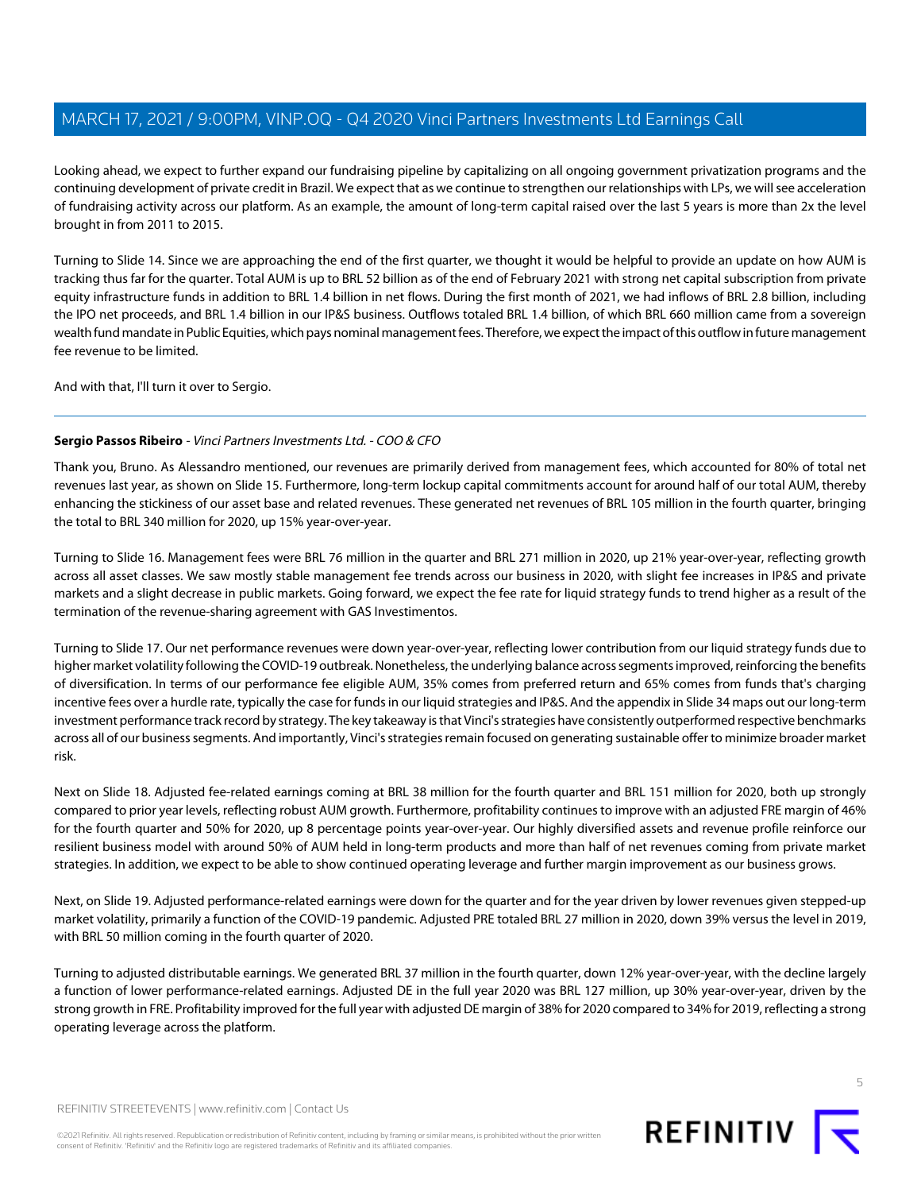Looking ahead, we expect to further expand our fundraising pipeline by capitalizing on all ongoing government privatization programs and the continuing development of private credit in Brazil. We expect that as we continue to strengthen our relationships with LPs, we will see acceleration of fundraising activity across our platform. As an example, the amount of long-term capital raised over the last 5 years is more than 2x the level brought in from 2011 to 2015.

Turning to Slide 14. Since we are approaching the end of the first quarter, we thought it would be helpful to provide an update on how AUM is tracking thus far for the quarter. Total AUM is up to BRL 52 billion as of the end of February 2021 with strong net capital subscription from private equity infrastructure funds in addition to BRL 1.4 billion in net flows. During the first month of 2021, we had inflows of BRL 2.8 billion, including the IPO net proceeds, and BRL 1.4 billion in our IP&S business. Outflows totaled BRL 1.4 billion, of which BRL 660 million came from a sovereign wealth fund mandate in Public Equities, which pays nominal management fees. Therefore, we expect the impact of this outflow in future management fee revenue to be limited.

And with that, I'll turn it over to Sergio.

---

**Sergio Passos Ribeiro** - *Vinci Partners Investments Ltd. - COO & CFO*

Thank you, Bruno. As Alessandro mentioned, our revenues are primarily derived from management fees, which accounted for 80% of total net revenues last year, as shown on Slide 15. Furthermore, long-term lockup capital commitments account for around half of our total AUM, thereby enhancing the stickiness of our asset base and related revenues. These generated net revenues of BRL 105 million in the fourth quarter, bringing the total to BRL 340 million for 2020, up 15% year-over-year.

Turning to Slide 16. Management fees were BRL 76 million in the quarter and BRL 271 million in 2020, up 21% year-over-year, reflecting growth across all asset classes. We saw mostly stable management fee trends across our business in 2020, with slight fee increases in IP&S and private markets and a slight decrease in public markets. Going forward, we expect the fee rate for liquid strategy funds to trend higher as a result of the termination of the revenue-sharing agreement with GAS Investimentos.

Turning to Slide 17. Our net performance revenues were down year-over-year, reflecting lower contribution from our liquid strategy funds due to higher market volatility following the COVID-19 outbreak. Nonetheless, the underlying balance across segments improved, reinforcing the benefits of diversification. In terms of our performance fee eligible AUM, 35% comes from preferred return and 65% comes from funds that's charging incentive fees over a hurdle rate, typically the case for funds in our liquid strategies and IP&S. And the appendix in Slide 34 maps out our long-term investment performance track record by strategy. The key takeaway is that Vinci's strategies have consistently outperformed respective benchmarks across all of our business segments. And importantly, Vinci's strategies remain focused on generating sustainable offer to minimize broader market risk.

Next on Slide 18. Adjusted fee-related earnings coming at BRL 38 million for the fourth quarter and BRL 151 million for 2020, both up strongly compared to prior year levels, reflecting robust AUM growth. Furthermore, profitability continues to improve with an adjusted FRE margin of 46% for the fourth quarter and 50% for 2020, up 8 percentage points year-over-year. Our highly diversified assets and revenue profile reinforce our resilient business model with around 50% of AUM held in long-term products and more than half of net revenues coming from private market strategies. In addition, we expect to be able to show continued operating leverage and further margin improvement as our business grows.

Next, on Slide 19. Adjusted performance-related earnings were down for the quarter and for the year driven by lower revenues given stepped-up market volatility, primarily a function of the COVID-19 pandemic. Adjusted PRE totaled BRL 27 million in 2020, down 39% versus the level in 2019, with BRL 50 million coming in the fourth quarter of 2020.

Turning to adjusted distributable earnings. We generated BRL 37 million in the fourth quarter, down 12% year-over-year, with the decline largely a function of lower performance-related earnings. Adjusted DE in the full year 2020 was BRL 127 million, up 30% year-over-year, driven by the strong growth in FRE. Profitability improved for the full year with adjusted DE margin of 38% for 2020 compared to 34% for 2019, reflecting a strong operating leverage across the platform.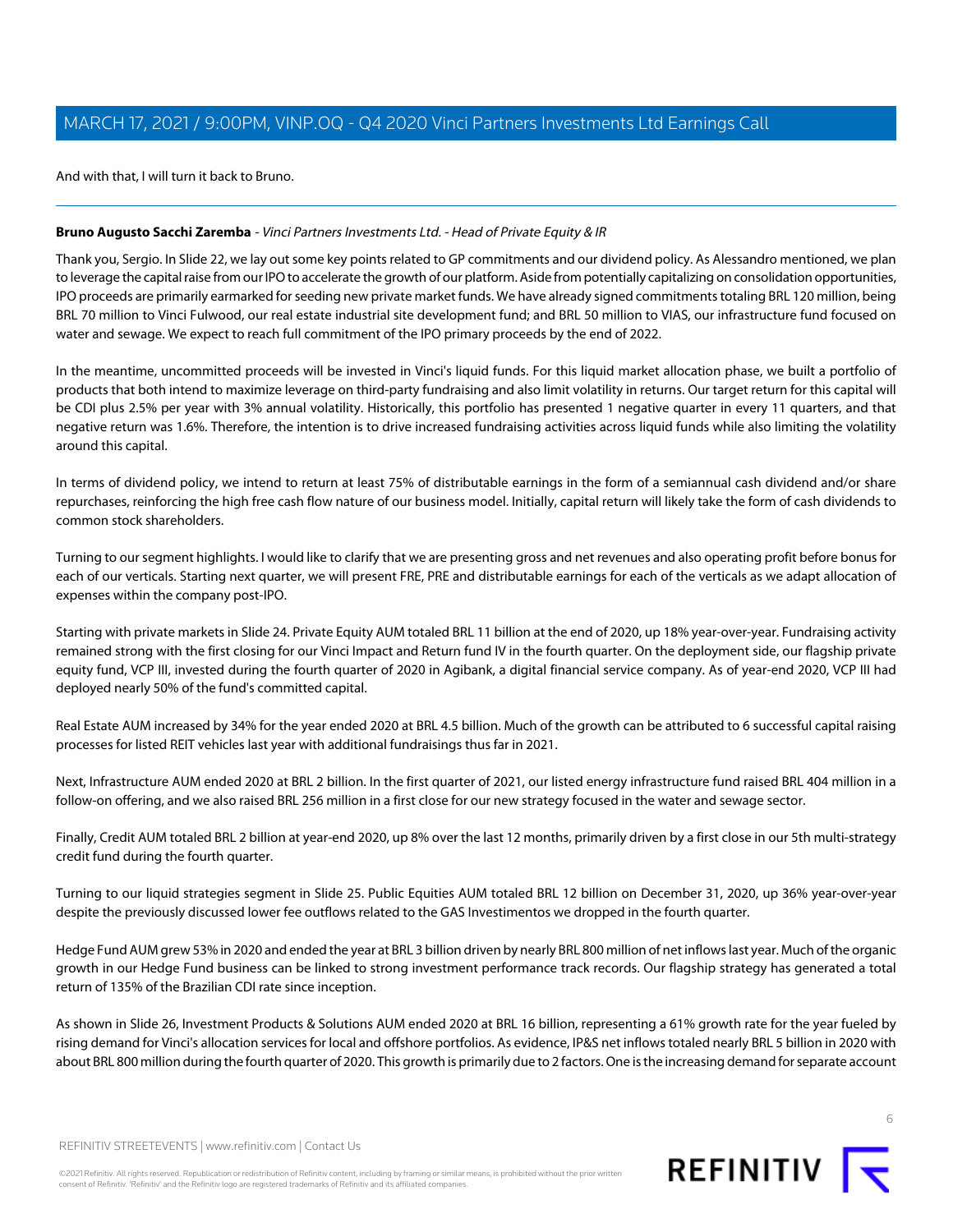And with that, I will turn it back to Bruno.

---

**Bruno Augusto Sacchi Zaremba** - *Vinci Partners Investments Ltd. - Head of Private Equity & IR*

Thank you, Sergio. In Slide 22, we lay out some key points related to GP commitments and our dividend policy. As Alessandro mentioned, we plan to leverage the capital raise from our IPO to accelerate the growth of our platform. Aside from potentially capitalizing on consolidation opportunities, IPO proceeds are primarily earmarked for seeding new private market funds. We have already signed commitments totaling BRL 120 million, being BRL 70 million to Vinci Fulwood, our real estate industrial site development fund; and BRL 50 million to VIAS, our infrastructure fund focused on water and sewage. We expect to reach full commitment of the IPO primary proceeds by the end of 2022.

In the meantime, uncommitted proceeds will be invested in Vinci's liquid funds. For this liquid market allocation phase, we built a portfolio of products that both intend to maximize leverage on third-party fundraising and also limit volatility in returns. Our target return for this capital will be CDI plus 2.5% per year with 3% annual volatility. Historically, this portfolio has presented 1 negative quarter in every 11 quarters, and that negative return was 1.6%. Therefore, the intention is to drive increased fundraising activities across liquid funds while also limiting the volatility around this capital.

In terms of dividend policy, we intend to return at least 75% of distributable earnings in the form of a semiannual cash dividend and/or share repurchases, reinforcing the high free cash flow nature of our business model. Initially, capital return will likely take the form of cash dividends to common stock shareholders.

Turning to our segment highlights. I would like to clarify that we are presenting gross and net revenues and also operating profit before bonus for each of our verticals. Starting next quarter, we will present FRE, PRE and distributable earnings for each of the verticals as we adapt allocation of expenses within the company post-IPO.

Starting with private markets in Slide 24. Private Equity AUM totaled BRL 11 billion at the end of 2020, up 18% year-over-year. Fundraising activity remained strong with the first closing for our Vinci Impact and Return fund IV in the fourth quarter. On the deployment side, our flagship private equity fund, VCP III, invested during the fourth quarter of 2020 in Agibank, a digital financial service company. As of year-end 2020, VCP III had deployed nearly 50% of the fund's committed capital.

Real Estate AUM increased by 34% for the year ended 2020 at BRL 4.5 billion. Much of the growth can be attributed to 6 successful capital raising processes for listed REIT vehicles last year with additional fundraisings thus far in 2021.

Next, Infrastructure AUM ended 2020 at BRL 2 billion. In the first quarter of 2021, our listed energy infrastructure fund raised BRL 404 million in a follow-on offering, and we also raised BRL 256 million in a first close for our new strategy focused in the water and sewage sector.

Finally, Credit AUM totaled BRL 2 billion at year-end 2020, up 8% over the last 12 months, primarily driven by a first close in our 5th multi-strategy credit fund during the fourth quarter.

Turning to our liquid strategies segment in Slide 25. Public Equities AUM totaled BRL 12 billion on December 31, 2020, up 36% year-over-year despite the previously discussed lower fee outflows related to the GAS Investimentos we dropped in the fourth quarter.

Hedge Fund AUM grew 53% in 2020 and ended the year at BRL 3 billion driven by nearly BRL 800 million of net inflows last year. Much of the organic growth in our Hedge Fund business can be linked to strong investment performance track records. Our flagship strategy has generated a total return of 135% of the Brazilian CDI rate since inception.

As shown in Slide 26, Investment Products & Solutions AUM ended 2020 at BRL 16 billion, representing a 61% growth rate for the year fueled by rising demand for Vinci's allocation services for local and offshore portfolios. As evidence, IP&S net inflows totaled nearly BRL 5 billion in 2020 with about BRL 800 million during the fourth quarter of 2020. This growth is primarily due to 2 factors. One is the increasing demand for separate account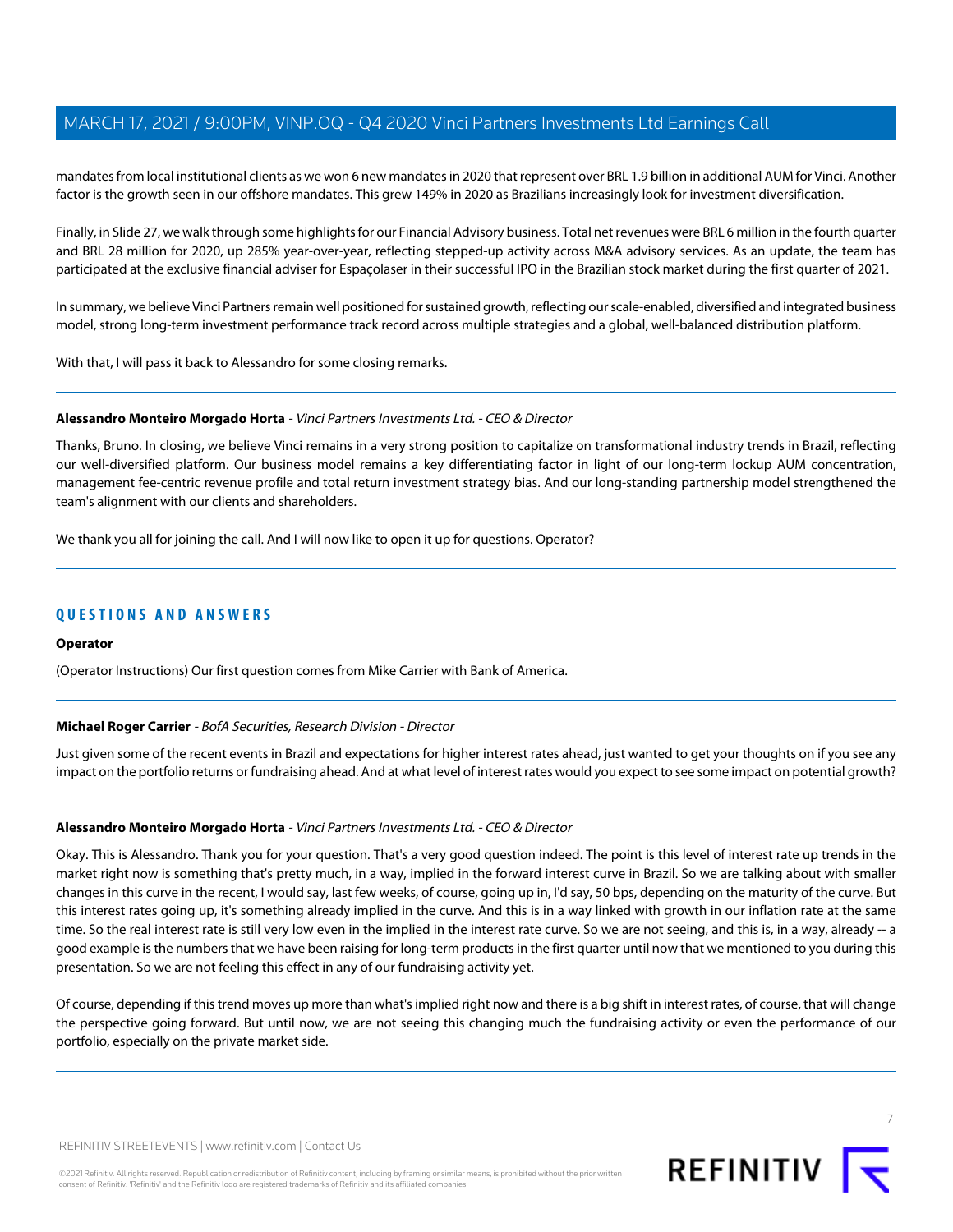mandates from local institutional clients as we won 6 new mandates in 2020 that represent over BRL 1.9 billion in additional AUM for Vinci. Another factor is the growth seen in our offshore mandates. This grew 149% in 2020 as Brazilians increasingly look for investment diversification.

Finally, in Slide 27, we walk through some highlights for our Financial Advisory business. Total net revenues were BRL 6 million in the fourth quarter and BRL 28 million for 2020, up 285% year-over-year, reflecting stepped-up activity across M&A advisory services. As an update, the team has participated at the exclusive financial adviser for Espaçolaser in their successful IPO in the Brazilian stock market during the first quarter of 2021.

In summary, we believe Vinci Partners remain well positioned for sustained growth, reflecting our scale-enabled, diversified and integrated business model, strong long-term investment performance track record across multiple strategies and a global, well-balanced distribution platform.

With that, I will pass it back to Alessandro for some closing remarks.

---

**Alessandro Monteiro Morgado Horta** - *Vinci Partners Investments Ltd. - CEO & Director*

Thanks, Bruno. In closing, we believe Vinci remains in a very strong position to capitalize on transformational industry trends in Brazil, reflecting our well-diversified platform. Our business model remains a key differentiating factor in light of our long-term lockup AUM concentration, management fee-centric revenue profile and total return investment strategy bias. And our long-standing partnership model strengthened the team's alignment with our clients and shareholders.

We thank you all for joining the call. And I will now like to open it up for questions. Operator?

---

## QUESTIONS AND ANSWERS

**Operator**

(Operator Instructions) Our first question comes from Mike Carrier with Bank of America.

---

**Michael Roger Carrier** - *BofA Securities, Research Division - Director*

Just given some of the recent events in Brazil and expectations for higher interest rates ahead, just wanted to get your thoughts on if you see any impact on the portfolio returns or fundraising ahead. And at what level of interest rates would you expect to see some impact on potential growth?

---

**Alessandro Monteiro Morgado Horta** - *Vinci Partners Investments Ltd. - CEO & Director*

Okay. This is Alessandro. Thank you for your question. That's a very good question indeed. The point is this level of interest rate up trends in the market right now is something that's pretty much, in a way, implied in the forward interest curve in Brazil. So we are talking about with smaller changes in this curve in the recent, I would say, last few weeks, of course, going up in, I'd say, 50 bps, depending on the maturity of the curve. But this interest rates going up, it's something already implied in the curve. And this is in a way linked with growth in our inflation rate at the same time. So the real interest rate is still very low even in the implied in the interest rate curve. So we are not seeing, and this is, in a way, already -- a good example is the numbers that we have been raising for long-term products in the first quarter until now that we mentioned to you during this presentation. So we are not feeling this effect in any of our fundraising activity yet.

Of course, depending if this trend moves up more than what's implied right now and there is a big shift in interest rates, of course, that will change the perspective going forward. But until now, we are not seeing this changing much the fundraising activity or even the performance of our portfolio, especially on the private market side.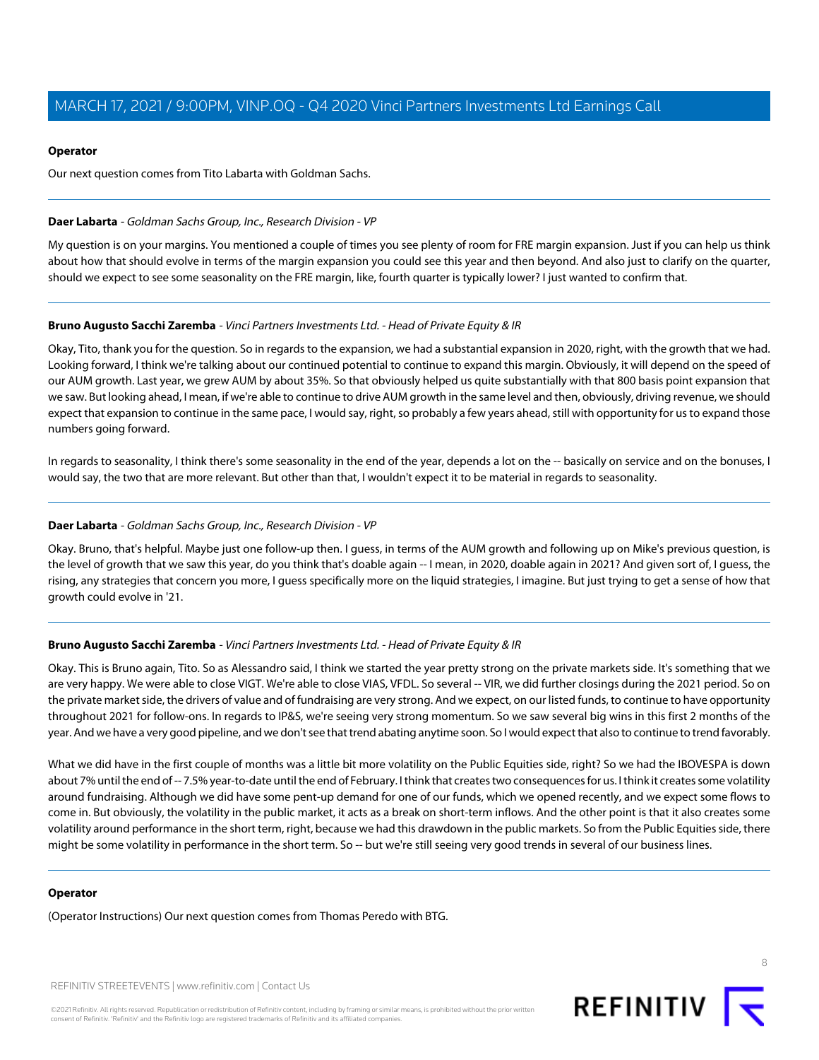**Operator**

Our next question comes from Tito Labarta with Goldman Sachs.

---

**Daer Labarta** - *Goldman Sachs Group, Inc., Research Division - VP*

My question is on your margins. You mentioned a couple of times you see plenty of room for FRE margin expansion. Just if you can help us think about how that should evolve in terms of the margin expansion you could see this year and then beyond. And also just to clarify on the quarter, should we expect to see some seasonality on the FRE margin, like, fourth quarter is typically lower? I just wanted to confirm that.

---

**Bruno Augusto Sacchi Zaremba** - *Vinci Partners Investments Ltd. - Head of Private Equity & IR*

Okay, Tito, thank you for the question. So in regards to the expansion, we had a substantial expansion in 2020, right, with the growth that we had. Looking forward, I think we're talking about our continued potential to continue to expand this margin. Obviously, it will depend on the speed of our AUM growth. Last year, we grew AUM by about 35%. So that obviously helped us quite substantially with that 800 basis point expansion that we saw. But looking ahead, I mean, if we're able to continue to drive AUM growth in the same level and then, obviously, driving revenue, we should expect that expansion to continue in the same pace, I would say, right, so probably a few years ahead, still with opportunity for us to expand those numbers going forward.

In regards to seasonality, I think there's some seasonality in the end of the year, depends a lot on the -- basically on service and on the bonuses, I would say, the two that are more relevant. But other than that, I wouldn't expect it to be material in regards to seasonality.

---

**Daer Labarta** - *Goldman Sachs Group, Inc., Research Division - VP*

Okay. Bruno, that's helpful. Maybe just one follow-up then. I guess, in terms of the AUM growth and following up on Mike's previous question, is the level of growth that we saw this year, do you think that's doable again -- I mean, in 2020, doable again in 2021? And given sort of, I guess, the rising, any strategies that concern you more, I guess specifically more on the liquid strategies, I imagine. But just trying to get a sense of how that growth could evolve in '21.

---

**Bruno Augusto Sacchi Zaremba** - *Vinci Partners Investments Ltd. - Head of Private Equity & IR*

Okay. This is Bruno again, Tito. So as Alessandro said, I think we started the year pretty strong on the private markets side. It's something that we are very happy. We were able to close VIGT. We're able to close VIAS, VFDL. So several -- VIR, we did further closings during the 2021 period. So on the private market side, the drivers of value and of fundraising are very strong. And we expect, on our listed funds, to continue to have opportunity throughout 2021 for follow-ons. In regards to IP&S, we're seeing very strong momentum. So we saw several big wins in this first 2 months of the year. And we have a very good pipeline, and we don't see that trend abating anytime soon. So I would expect that also to continue to trend favorably.

What we did have in the first couple of months was a little bit more volatility on the Public Equities side, right? So we had the IBOVESPA is down about 7% until the end of -- 7.5% year-to-date until the end of February. I think that creates two consequences for us. I think it creates some volatility around fundraising. Although we did have some pent-up demand for one of our funds, which we opened recently, and we expect some flows to come in. But obviously, the volatility in the public market, it acts as a break on short-term inflows. And the other point is that it also creates some volatility around performance in the short term, right, because we had this drawdown in the public markets. So from the Public Equities side, there might be some volatility in performance in the short term. So -- but we're still seeing very good trends in several of our business lines.

---

**Operator**

(Operator Instructions) Our next question comes from Thomas Peredo with BTG.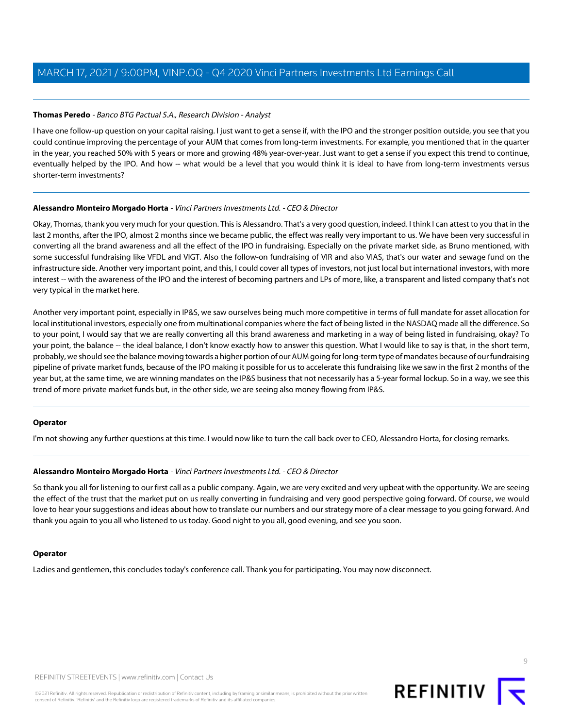**Thomas Peredo** - *Banco BTG Pactual S.A., Research Division - Analyst*

I have one follow-up question on your capital raising. I just want to get a sense if, with the IPO and the stronger position outside, you see that you could continue improving the percentage of your AUM that comes from long-term investments. For example, you mentioned that in the quarter in the year, you reached 50% with 5 years or more and growing 48% year-over-year. Just want to get a sense if you expect this trend to continue, eventually helped by the IPO. And how -- what would be a level that you would think it is ideal to have from long-term investments versus shorter-term investments?

---

**Alessandro Monteiro Morgado Horta** - *Vinci Partners Investments Ltd. - CEO & Director*

Okay, Thomas, thank you very much for your question. This is Alessandro. That's a very good question, indeed. I think I can attest to you that in the last 2 months, after the IPO, almost 2 months since we became public, the effect was really very important to us. We have been very successful in converting all the brand awareness and all the effect of the IPO in fundraising. Especially on the private market side, as Bruno mentioned, with some successful fundraising like VFDL and VIGT. Also the follow-on fundraising of VIR and also VIAS, that's our water and sewage fund on the infrastructure side. Another very important point, and this, I could cover all types of investors, not just local but international investors, with more interest -- with the awareness of the IPO and the interest of becoming partners and LPs of more, like, a transparent and listed company that's not very typical in the market here.

Another very important point, especially in IP&S, we saw ourselves being much more competitive in terms of full mandate for asset allocation for local institutional investors, especially one from multinational companies where the fact of being listed in the NASDAQ made all the difference. So to your point, I would say that we are really converting all this brand awareness and marketing in a way of being listed in fundraising, okay? To your point, the balance -- the ideal balance, I don't know exactly how to answer this question. What I would like to say is that, in the short term, probably, we should see the balance moving towards a higher portion of our AUM going for long-term type of mandates because of our fundraising pipeline of private market funds, because of the IPO making it possible for us to accelerate this fundraising like we saw in the first 2 months of the year but, at the same time, we are winning mandates on the IP&S business that not necessarily has a 5-year formal lockup. So in a way, we see this trend of more private market funds but, in the other side, we are seeing also money flowing from IP&S.

---

**Operator**

I'm not showing any further questions at this time. I would now like to turn the call back over to CEO, Alessandro Horta, for closing remarks.

---

**Alessandro Monteiro Morgado Horta** - *Vinci Partners Investments Ltd. - CEO & Director*

So thank you all for listening to our first call as a public company. Again, we are very excited and very upbeat with the opportunity. We are seeing the effect of the trust that the market put on us really converting in fundraising and very good perspective going forward. Of course, we would love to hear your suggestions and ideas about how to translate our numbers and our strategy more of a clear message to you going forward. And thank you again to you all who listened to us today. Good night to you all, good evening, and see you soon.

---

**Operator**

Ladies and gentlemen, this concludes today's conference call. Thank you for participating. You may now disconnect.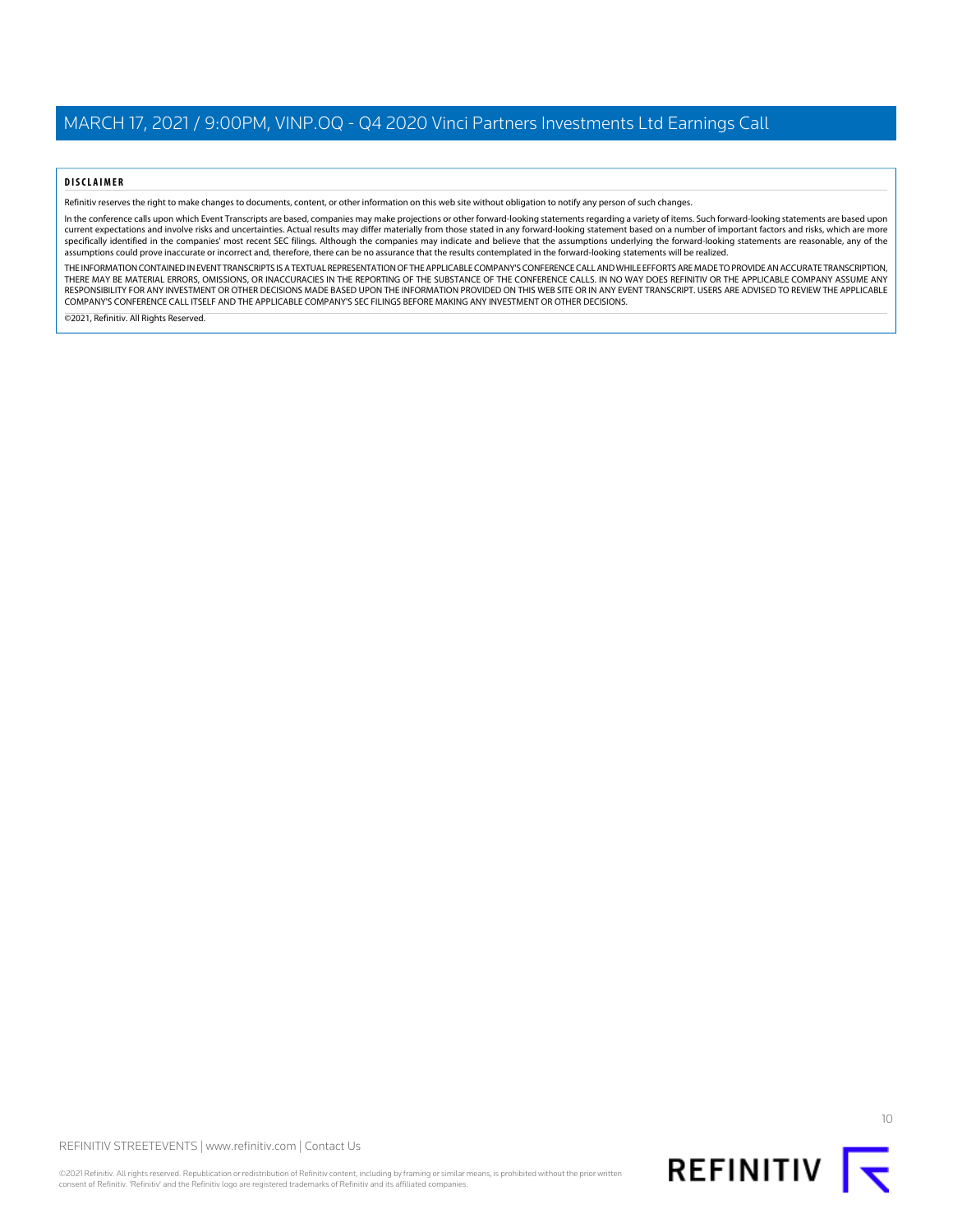## DISCLAIMER

Refinitiv reserves the right to make changes to documents, content, or other information on this web site without obligation to notify any person of such changes.

In the conference calls upon which Event Transcripts are based, companies may make projections or other forward-looking statements regarding a variety of items. Such forward-looking statements are based upon current expectations and involve risks and uncertainties. Actual results may differ materially from those stated in any forward-looking statement based on a number of important factors and risks, which are more specifically identified in the companies' most recent SEC filings. Although the companies may indicate and believe that the assumptions underlying the forward-looking statements are reasonable, any of the assumptions could prove inaccurate or incorrect and, therefore, there can be no assurance that the results contemplated in the forward-looking statements will be realized.

THE INFORMATION CONTAINED IN EVENT TRANSCRIPTS IS A TEXTUAL REPRESENTATION OF THE APPLICABLE COMPANY'S CONFERENCE CALL AND WHILE EFFORTS ARE MADE TO PROVIDE AN ACCURATE TRANSCRIPTION, THERE MAY BE MATERIAL ERRORS, OMISSIONS, OR INACCURACIES IN THE REPORTING OF THE SUBSTANCE OF THE CONFERENCE CALLS. IN NO WAY DOES REFINITIV OR THE APPLICABLE COMPANY ASSUME ANY RESPONSIBILITY FOR ANY INVESTMENT OR OTHER DECISIONS MADE BASED UPON THE INFORMATION PROVIDED ON THIS WEB SITE OR IN ANY EVENT TRANSCRIPT. USERS ARE ADVISED TO REVIEW THE APPLICABLE COMPANY'S CONFERENCE CALL ITSELF AND THE APPLICABLE COMPANY'S SEC FILINGS BEFORE MAKING ANY INVESTMENT OR OTHER DECISIONS.

©2021, Refinitiv. All Rights Reserved.